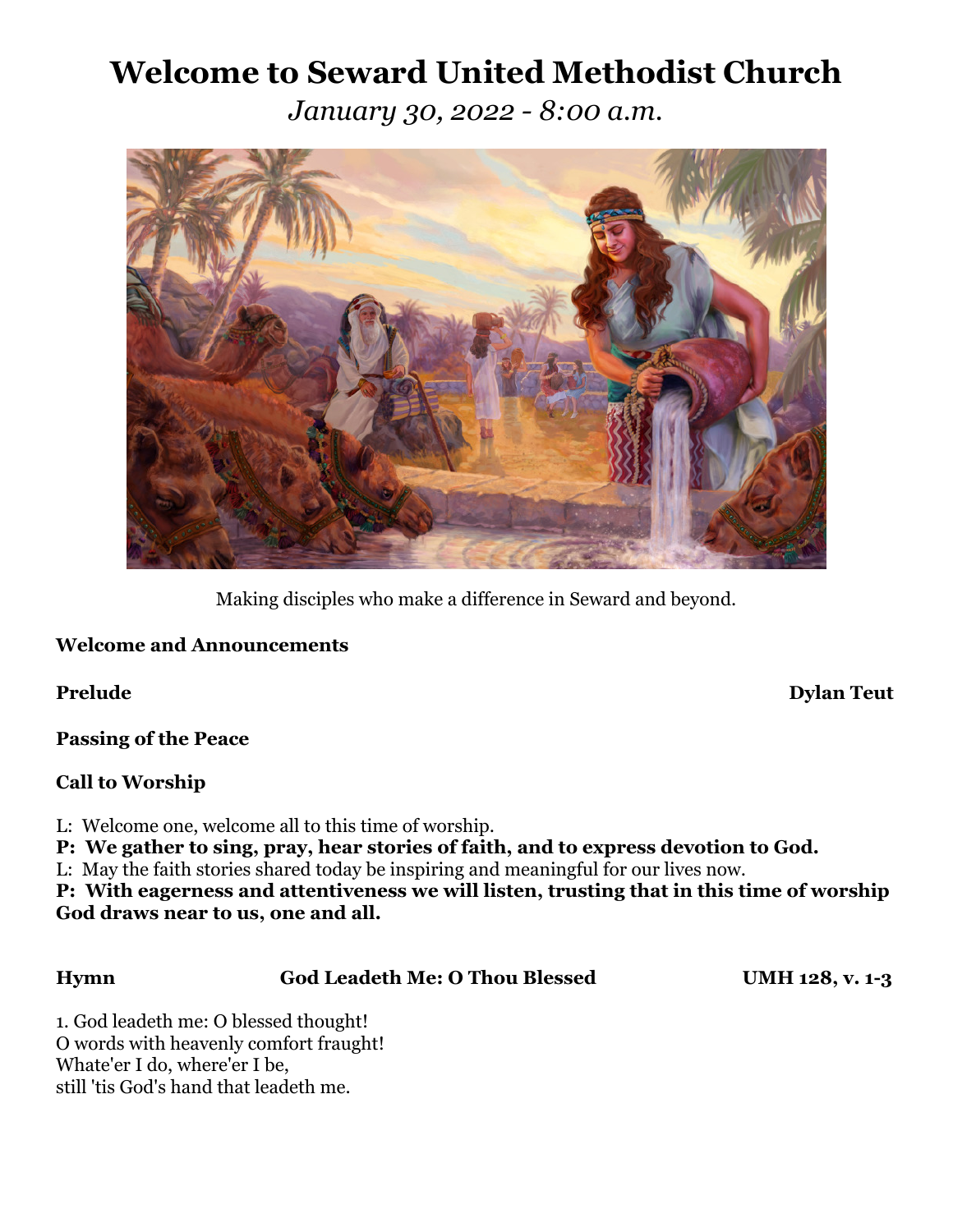# Welcome to Seward United Methodist Church

*January 30, 2022 - 8:00 a.m.*

Making disciples who make a difference in Seward and beyond.

**Welcome and Announcements**

**Prelude** **Dylan Teut**

**Passing of the Peace**

**Call to Worship**

L: Welcome one, welcome all to this time of worship.

**P: We gather to sing, pray, hear stories of faith, and to express devotion to God.**

L: May the faith stories shared today be inspiring and meaningful for our lives now.

**P: With eagerness and attentiveness we will listen, trusting that in this time of worship God draws near to us, one and all.**

**Hymn** **God Leadeth Me: O Thou Blessed** **UMH 128, v. 1-3**

1. God leadeth me: O blessed thought!
O words with heavenly comfort fraught!
Whate'er I do, where'er I be,
still 'tis God's hand that leadeth me.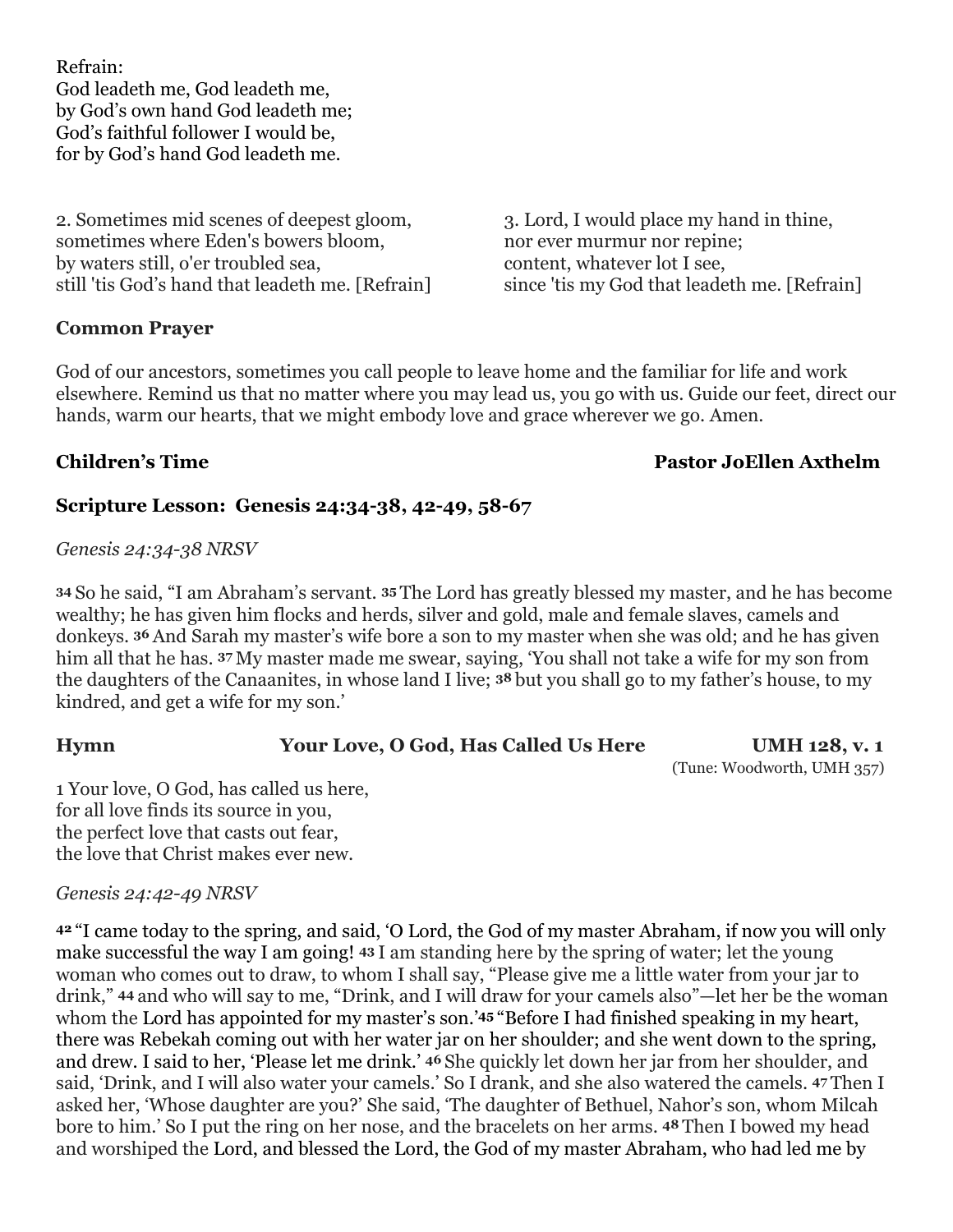Refrain:
God leadeth me, God leadeth me,
by God's own hand God leadeth me;
God's faithful follower I would be,
for by God's hand God leadeth me.

2. Sometimes mid scenes of deepest gloom,
sometimes where Eden's bowers bloom,
by waters still, o'er troubled sea,
still 'tis God's hand that leadeth me. [Refrain]

3. Lord, I would place my hand in thine,
nor ever murmur nor repine;
content, whatever lot I see,
since 'tis my God that leadeth me. [Refrain]

**Common Prayer**

God of our ancestors, sometimes you call people to leave home and the familiar for life and work elsewhere. Remind us that no matter where you may lead us, you go with us. Guide our feet, direct our hands, warm our hearts, that we might embody love and grace wherever we go. Amen.

**Children's Time** **Pastor JoEllen Axthelm**

**Scripture Lesson: Genesis 24:34-38, 42-49, 58-67**

*Genesis 24:34-38 NRSV*

**34** So he said, "I am Abraham's servant. **35** The Lord has greatly blessed my master, and he has become wealthy; he has given him flocks and herds, silver and gold, male and female slaves, camels and donkeys. **36** And Sarah my master's wife bore a son to my master when she was old; and he has given him all that he has. **37** My master made me swear, saying, 'You shall not take a wife for my son from the daughters of the Canaanites, in whose land I live; **38** but you shall go to my father's house, to my kindred, and get a wife for my son.'

**Hymn** **Your Love, O God, Has Called Us Here** **UMH 128, v. 1**
(Tune: Woodworth, UMH 357)

1 Your love, O God, has called us here,
for all love finds its source in you,
the perfect love that casts out fear,
the love that Christ makes ever new.

*Genesis 24:42-49 NRSV*

**42** "I came today to the spring, and said, 'O Lord, the God of my master Abraham, if now you will only make successful the way I am going! **43** I am standing here by the spring of water; let the young woman who comes out to draw, to whom I shall say, "Please give me a little water from your jar to drink," **44** and who will say to me, "Drink, and I will draw for your camels also"—let her be the woman whom the Lord has appointed for my master's son.' **45** "Before I had finished speaking in my heart, there was Rebekah coming out with her water jar on her shoulder; and she went down to the spring, and drew. I said to her, 'Please let me drink.' **46** She quickly let down her jar from her shoulder, and said, 'Drink, and I will also water your camels.' So I drank, and she also watered the camels. **47** Then I asked her, 'Whose daughter are you?' She said, 'The daughter of Bethuel, Nahor's son, whom Milcah bore to him.' So I put the ring on her nose, and the bracelets on her arms. **48** Then I bowed my head and worshiped the Lord, and blessed the Lord, the God of my master Abraham, who had led me by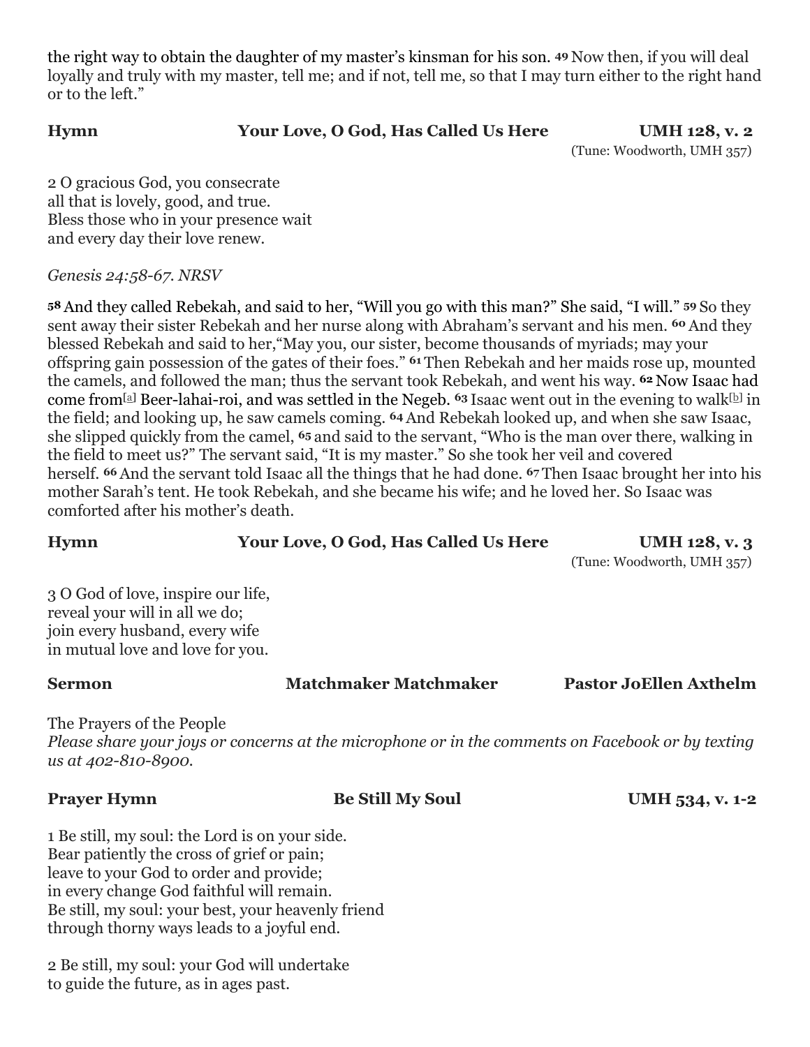the right way to obtain the daughter of my master's kinsman for his son. **49** Now then, if you will deal loyally and truly with my master, tell me; and if not, tell me, so that I may turn either to the right hand or to the left."

**Hymn** **Your Love, O God, Has Called Us Here** **UMH 128, v. 2**
(Tune: Woodworth, UMH 357)

2 O gracious God, you consecrate
all that is lovely, good, and true.
Bless those who in your presence wait
and every day their love renew.

*Genesis 24:58-67. NRSV*

**58** And they called Rebekah, and said to her, "Will you go with this man?" She said, "I will." **59** So they sent away their sister Rebekah and her nurse along with Abraham's servant and his men. **60** And they blessed Rebekah and said to her,"May you, our sister, become thousands of myriads; may your offspring gain possession of the gates of their foes." **61** Then Rebekah and her maids rose up, mounted the camels, and followed the man; thus the servant took Rebekah, and went his way. **62** Now Isaac had come from[a] Beer-lahai-roi, and was settled in the Negeb. **63** Isaac went out in the evening to walk[b] in the field; and looking up, he saw camels coming. **64** And Rebekah looked up, and when she saw Isaac, she slipped quickly from the camel, **65** and said to the servant, "Who is the man over there, walking in the field to meet us?" The servant said, "It is my master." So she took her veil and covered herself. **66** And the servant told Isaac all the things that he had done. **67** Then Isaac brought her into his mother Sarah's tent. He took Rebekah, and she became his wife; and he loved her. So Isaac was comforted after his mother's death.

**Hymn** **Your Love, O God, Has Called Us Here** **UMH 128, v. 3**
(Tune: Woodworth, UMH 357)

3 O God of love, inspire our life,
reveal your will in all we do;
join every husband, every wife
in mutual love and love for you.

**Sermon** **Matchmaker Matchmaker** **Pastor JoEllen Axthelm**

The Prayers of the People
*Please share your joys or concerns at the microphone or in the comments on Facebook or by texting us at 402-810-8900.*

**Prayer Hymn** **Be Still My Soul** **UMH 534, v. 1-2**

1 Be still, my soul: the Lord is on your side.
Bear patiently the cross of grief or pain;
leave to your God to order and provide;
in every change God faithful will remain.
Be still, my soul: your best, your heavenly friend
through thorny ways leads to a joyful end.

2 Be still, my soul: your God will undertake
to guide the future, as in ages past.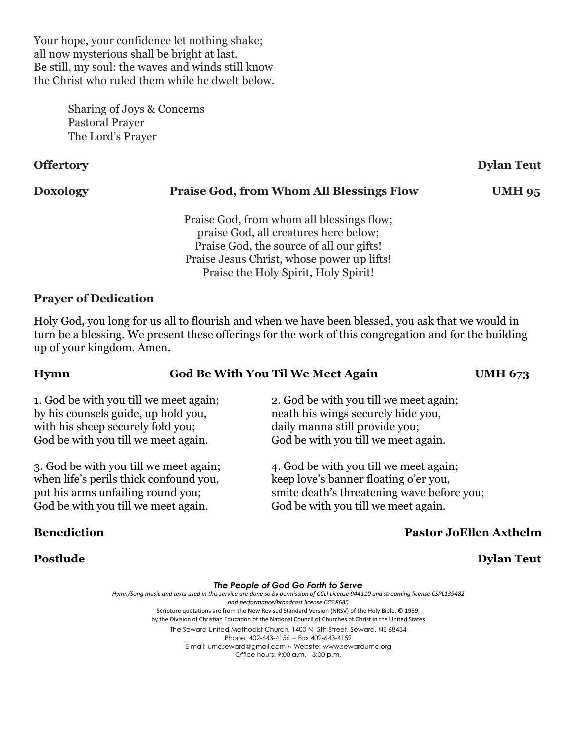Your hope, your confidence let nothing shake;
all now mysterious shall be bright at last.
Be still, my soul: the waves and winds still know
the Christ who ruled them while he dwelt below.

Sharing of Joys & Concerns
Pastoral Prayer
The Lord's Prayer

**Offertory** **Dylan Teut**

**Doxology** **Praise God, from Whom All Blessings Flow** **UMH 95**

Praise God, from whom all blessings flow;
praise God, all creatures here below;
Praise God, the source of all our gifts!
Praise Jesus Christ, whose power up lifts!
Praise the Holy Spirit, Holy Spirit!

**Prayer of Dedication**

Holy God, you long for us all to flourish and when we have been blessed, you ask that we would in turn be a blessing. We present these offerings for the work of this congregation and for the building up of your kingdom. Amen.

**Hymn** **God Be With You Til We Meet Again** **UMH 673**

1. God be with you till we meet again;
by his counsels guide, up hold you,
with his sheep securely fold you;
God be with you till we meet again.

2. God be with you till we meet again;
neath his wings securely hide you,
daily manna still provide you;
God be with you till we meet again.

3. God be with you till we meet again;
when life's perils thick confound you,
put his arms unfailing round you;
God be with you till we meet again.

4. God be with you till we meet again;
keep love's banner floating o'er you,
smite death's threatening wave before you;
God be with you till we meet again.

**Benediction** **Pastor JoEllen Axthelm**

**Postlude** **Dylan Teut**

***The People of God Go Forth to Serve***

*Hymn/Song music and texts used in this service are done so by permission of CCLI License 944110 and streaming license CSPL139482 and performance/broadcast license CCS 8686*

Scripture quotations are from the New Revised Standard Version (NRSV) of the Holy Bible, © 1989, by the Division of Christian Education of the National Council of Churches of Christ in the United States

The Seward United Methodist Church, 1400 N. 5th Street, Seward, NE 68434
Phone: 402-643-4156 ~ Fax 402-643-4159
E-mail: umcseward@gmail.com ~ Website: www.sewardumc.org
Office hours: 9:00 a.m. - 3:00 p.m.